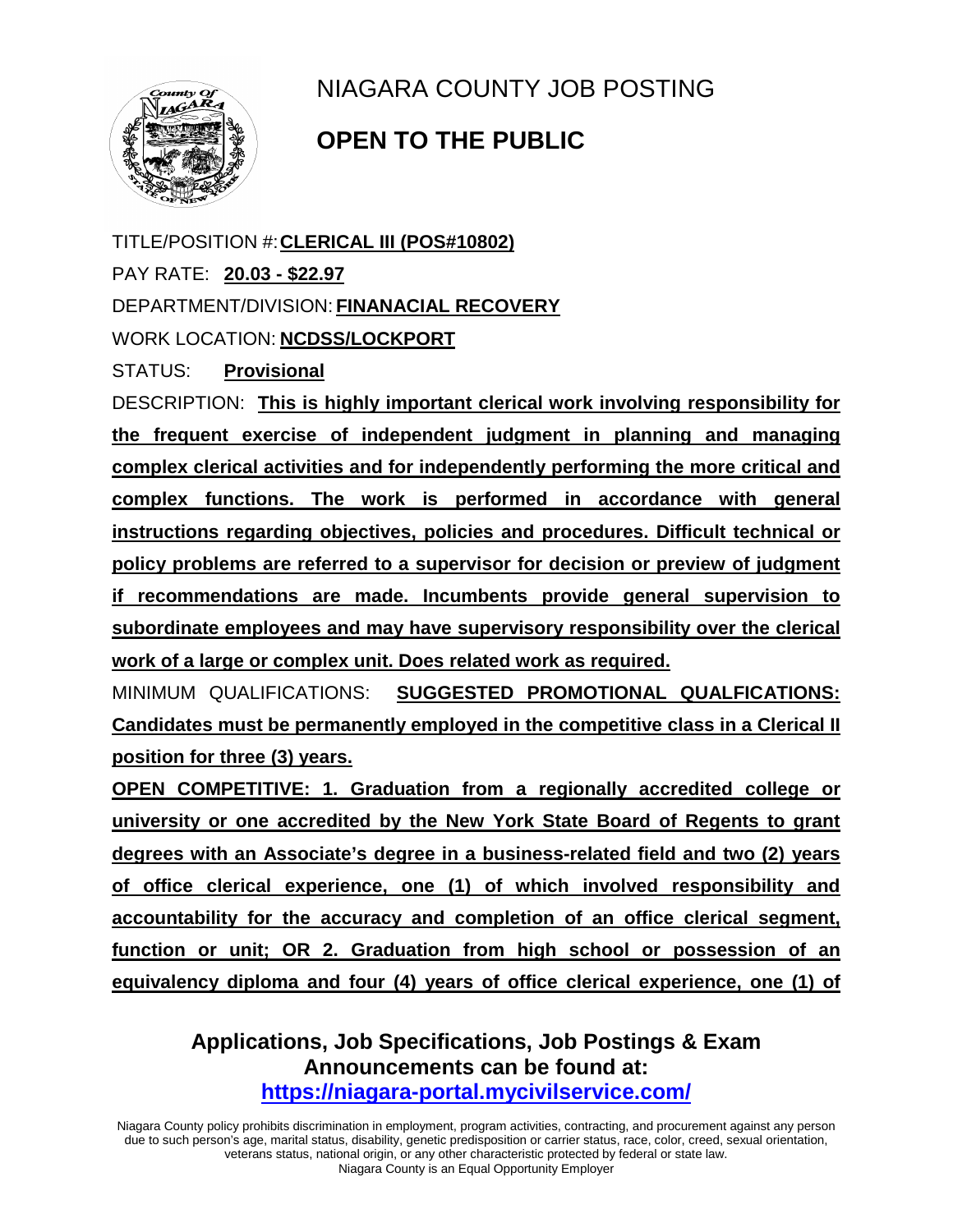# NIAGARA COUNTY JOB POSTING

## OPEN TO THE PUBLIC

TITLE/POSITION #: **CLERICAL III (POS#10802)**

PAY RATE: **20.03 - $22.97**

DEPARTMENT/DIVISION: **FINANACIAL RECOVERY**

WORK LOCATION: **NCDSS/LOCKPORT**

STATUS: **Provisional**

DESCRIPTION: **This is highly important clerical work involving responsibility for the frequent exercise of independent judgment in planning and managing complex clerical activities and for independently performing the more critical and complex functions. The work is performed in accordance with general instructions regarding objectives, policies and procedures. Difficult technical or policy problems are referred to a supervisor for decision or preview of judgment if recommendations are made. Incumbents provide general supervision to subordinate employees and may have supervisory responsibility over the clerical work of a large or complex unit. Does related work as required.**

MINIMUM QUALIFICATIONS: **SUGGESTED PROMOTIONAL QUALFICATIONS: Candidates must be permanently employed in the competitive class in a Clerical II position for three (3) years.**

**OPEN COMPETITIVE: 1. Graduation from a regionally accredited college or university or one accredited by the New York State Board of Regents to grant degrees with an Associate's degree in a business-related field and two (2) years of office clerical experience, one (1) of which involved responsibility and accountability for the accuracy and completion of an office clerical segment, function or unit; OR 2. Graduation from high school or possession of an equivalency diploma and four (4) years of office clerical experience, one (1) of**

**Applications, Job Specifications, Job Postings & Exam Announcements can be found at:**
**https://niagara-portal.mycivilservice.com/**

Niagara County policy prohibits discrimination in employment, program activities, contracting, and procurement against any person due to such person's age, marital status, disability, genetic predisposition or carrier status, race, color, creed, sexual orientation, veterans status, national origin, or any other characteristic protected by federal or state law.
Niagara County is an Equal Opportunity Employer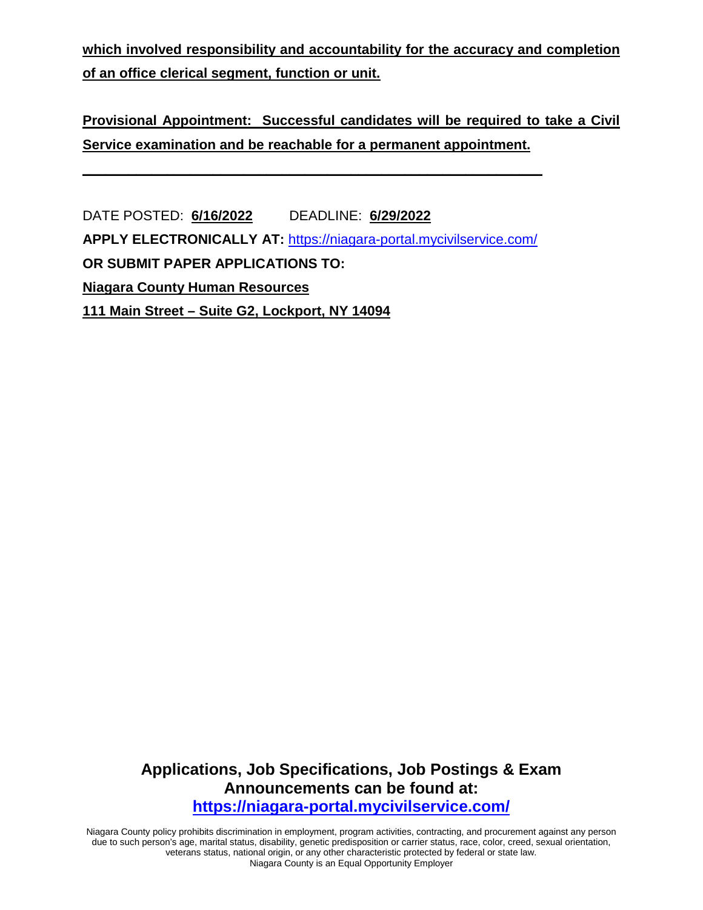**which involved responsibility and accountability for the accuracy and completion of an office clerical segment, function or unit.**

**Provisional Appointment: Successful candidates will be required to take a Civil Service examination and be reachable for a permanent appointment.**

---

DATE POSTED: **6/16/2022** DEADLINE: **6/29/2022**

**APPLY ELECTRONICALLY AT:** https://niagara-portal.mycivilservice.com/

**OR SUBMIT PAPER APPLICATIONS TO:**

**Niagara County Human Resources**

**111 Main Street – Suite G2, Lockport, NY 14094**

**Applications, Job Specifications, Job Postings & Exam Announcements can be found at:**
**https://niagara-portal.mycivilservice.com/**

Niagara County policy prohibits discrimination in employment, program activities, contracting, and procurement against any person due to such person's age, marital status, disability, genetic predisposition or carrier status, race, color, creed, sexual orientation, veterans status, national origin, or any other characteristic protected by federal or state law.
Niagara County is an Equal Opportunity Employer